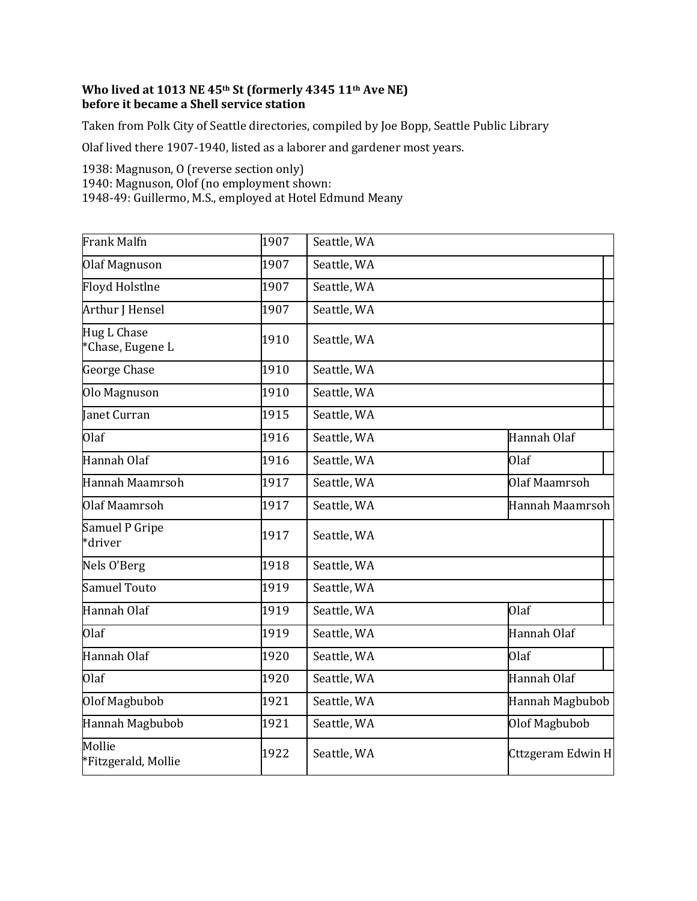**Who lived at 1013 NE 45th St (formerly 4345 11th Ave NE) before it became a Shell service station**

Taken from Polk City of Seattle directories, compiled by Joe Bopp, Seattle Public Library

Olaf lived there 1907-1940, listed as a laborer and gardener most years.

1938: Magnuson, O (reverse section only)
1940: Magnuson, Olof (no employment shown:
1948-49: Guillermo, M.S., employed at Hotel Edmund Meany

| | | | |
|---|---|---|---|
| Frank Malfn | 1907 | Seattle, WA | |
| Olaf Magnuson | 1907 | Seattle, WA | |
| Floyd Holstlne | 1907 | Seattle, WA | |
| Arthur J Hensel | 1907 | Seattle, WA | |
| Hug L Chase<br>*Chase, Eugene L | 1910 | Seattle, WA | |
| George Chase | 1910 | Seattle, WA | |
| Olo Magnuson | 1910 | Seattle, WA | |
| Janet Curran | 1915 | Seattle, WA | |
| Olaf | 1916 | Seattle, WA | Hannah Olaf |
| Hannah Olaf | 1916 | Seattle, WA | Olaf |
| Hannah Maamrsoh | 1917 | Seattle, WA | Olaf Maamrsoh |
| Olaf Maamrsoh | 1917 | Seattle, WA | Hannah Maamrsoh |
| Samuel P Gripe<br>*driver | 1917 | Seattle, WA | |
| Nels O'Berg | 1918 | Seattle, WA | |
| Samuel Touto | 1919 | Seattle, WA | |
| Hannah Olaf | 1919 | Seattle, WA | Olaf |
| Olaf | 1919 | Seattle, WA | Hannah Olaf |
| Hannah Olaf | 1920 | Seattle, WA | Olaf |
| Olaf | 1920 | Seattle, WA | Hannah Olaf |
| Olof Magbubob | 1921 | Seattle, WA | Hannah Magbubob |
| Hannah Magbubob | 1921 | Seattle, WA | Olof Magbubob |
| Mollie<br>*Fitzgerald, Mollie | 1922 | Seattle, WA | Cttzgeram Edwin H |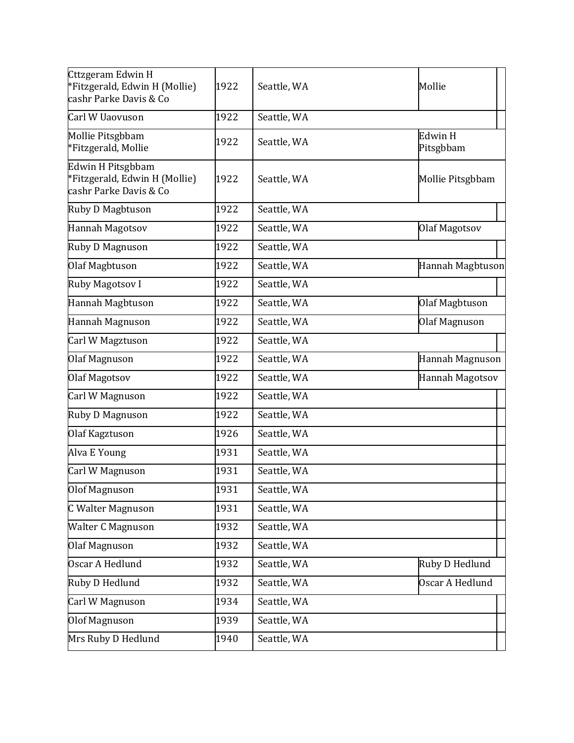| | | | | |
|---|---|---|---|---|
| Cttzgeram Edwin H *Fitzgerald, Edwin H (Mollie) cashr Parke Davis & Co | 1922 | Seattle, WA | Mollie | |
| Carl W Uaovuson | 1922 | Seattle, WA | | |
| Mollie Pitsgbbam *Fitzgerald, Mollie | 1922 | Seattle, WA | Edwin H Pitsgbbam | |
| Edwin H Pitsgbbam *Fitzgerald, Edwin H (Mollie) cashr Parke Davis & Co | 1922 | Seattle, WA | Mollie Pitsgbbam | |
| Ruby D Magbtuson | 1922 | Seattle, WA | | |
| Hannah Magotsov | 1922 | Seattle, WA | Olaf Magotsov | |
| Ruby D Magnuson | 1922 | Seattle, WA | | |
| Olaf Magbtuson | 1922 | Seattle, WA | Hannah Magbtuson | |
| Ruby Magotsov I | 1922 | Seattle, WA | | |
| Hannah Magbtuson | 1922 | Seattle, WA | Olaf Magbtuson | |
| Hannah Magnuson | 1922 | Seattle, WA | Olaf Magnuson | |
| Carl W Magztuson | 1922 | Seattle, WA | | |
| Olaf Magnuson | 1922 | Seattle, WA | Hannah Magnuson | |
| Olaf Magotsov | 1922 | Seattle, WA | Hannah Magotsov | |
| Carl W Magnuson | 1922 | Seattle, WA | | |
| Ruby D Magnuson | 1922 | Seattle, WA | | |
| Olaf Kagztuson | 1926 | Seattle, WA | | |
| Alva E Young | 1931 | Seattle, WA | | |
| Carl W Magnuson | 1931 | Seattle, WA | | |
| Olof Magnuson | 1931 | Seattle, WA | | |
| C Walter Magnuson | 1931 | Seattle, WA | | |
| Walter C Magnuson | 1932 | Seattle, WA | | |
| Olaf Magnuson | 1932 | Seattle, WA | | |
| Oscar A Hedlund | 1932 | Seattle, WA | Ruby D Hedlund | |
| Ruby D Hedlund | 1932 | Seattle, WA | Oscar A Hedlund | |
| Carl W Magnuson | 1934 | Seattle, WA | | |
| Olof Magnuson | 1939 | Seattle, WA | | |
| Mrs Ruby D Hedlund | 1940 | Seattle, WA | | |